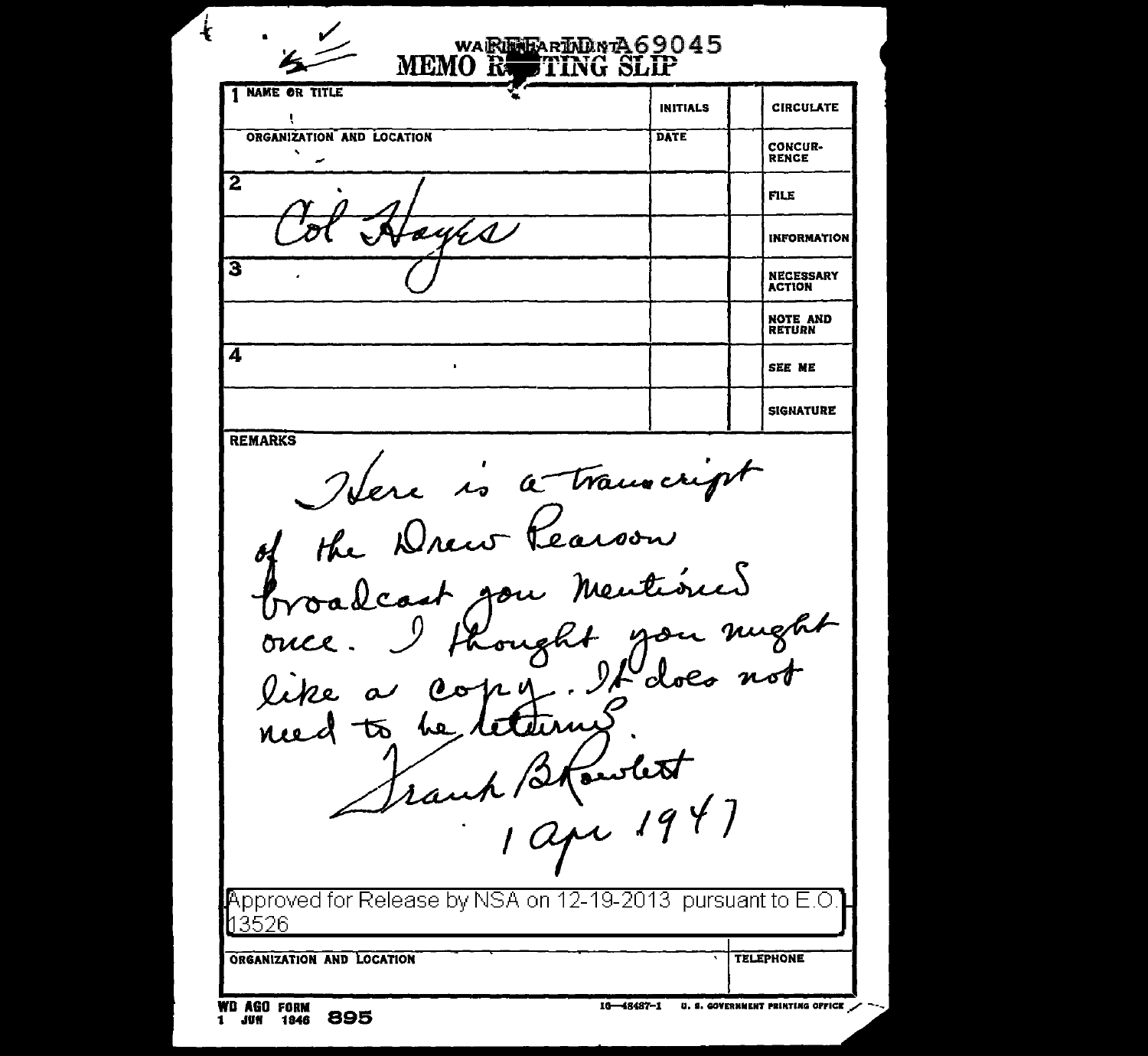REF ID:A69045

WAR DEPARTMENT

# MEMO ROUTING SLIP

| NAME OR TITLE | INITIALS | | CIRCULATE |
|---|---|---|---|
| 1 | | | |
| ORGANIZATION AND LOCATION | DATE | | CONCURRENCE |
| 2 Col Hayes | | | FILE |
| | | | INFORMATION |
| 3 | | | NECESSARY ACTION |
| | | | NOTE AND RETURN |
| 4 | | | SEE ME |
| | | | SIGNATURE |

**REMARKS**

Here is a transcript of the Drew Pearson broadcast you mentioned once. I thought you might like a copy. It does not need to be returned.

Frank B Rowlett
1 Apr 1947

Approved for Release by NSA on 12-19-2013 pursuant to E.O. 13526

| ORGANIZATION AND LOCATION | TELEPHONE |
|---|---|
| | |

WD AGO FORM 895
1 JUN 1946

16—48487-1 U. S. GOVERNMENT PRINTING OFFICE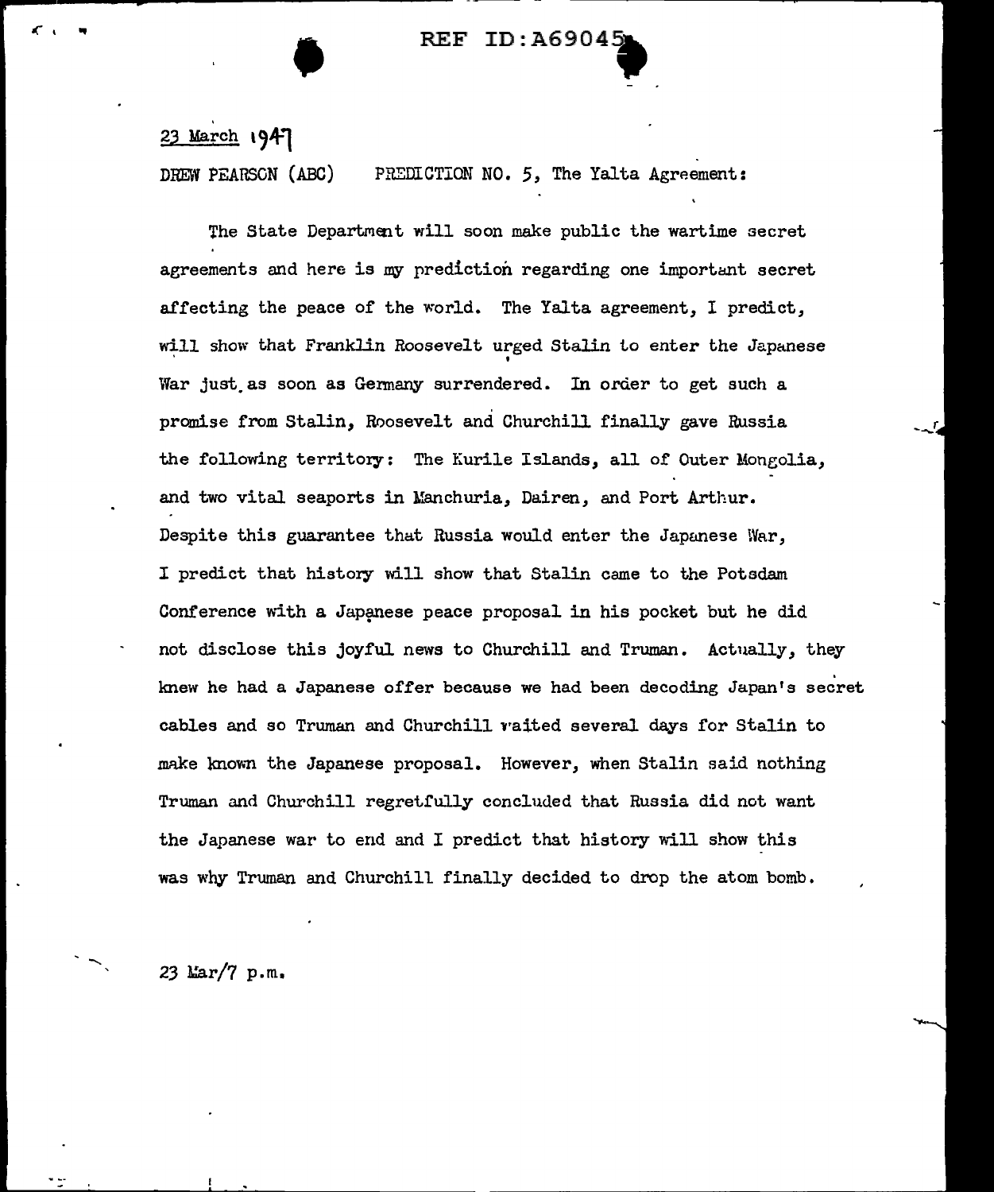REF ID:A69045

23 March 1947

DREW PEARSON (ABC) PREDICTION NO. 5, The Yalta Agreement:

The State Department will soon make public the wartime secret agreements and here is my prediction regarding one important secret affecting the peace of the world. The Yalta agreement, I predict, will show that Franklin Roosevelt urged Stalin to enter the Japanese War just as soon as Germany surrendered. In order to get such a promise from Stalin, Roosevelt and Churchill finally gave Russia the following territory: The Kurile Islands, all of Outer Mongolia, and two vital seaports in Manchuria, Dairen, and Port Arthur. Despite this guarantee that Russia would enter the Japanese War, I predict that history will show that Stalin came to the Potsdam Conference with a Japanese peace proposal in his pocket but he did not disclose this joyful news to Churchill and Truman. Actually, they knew he had a Japanese offer because we had been decoding Japan's secret cables and so Truman and Churchill waited several days for Stalin to make known the Japanese proposal. However, when Stalin said nothing Truman and Churchill regretfully concluded that Russia did not want the Japanese war to end and I predict that history will show this was why Truman and Churchill finally decided to drop the atom bomb.

23 Mar/7 p.m.